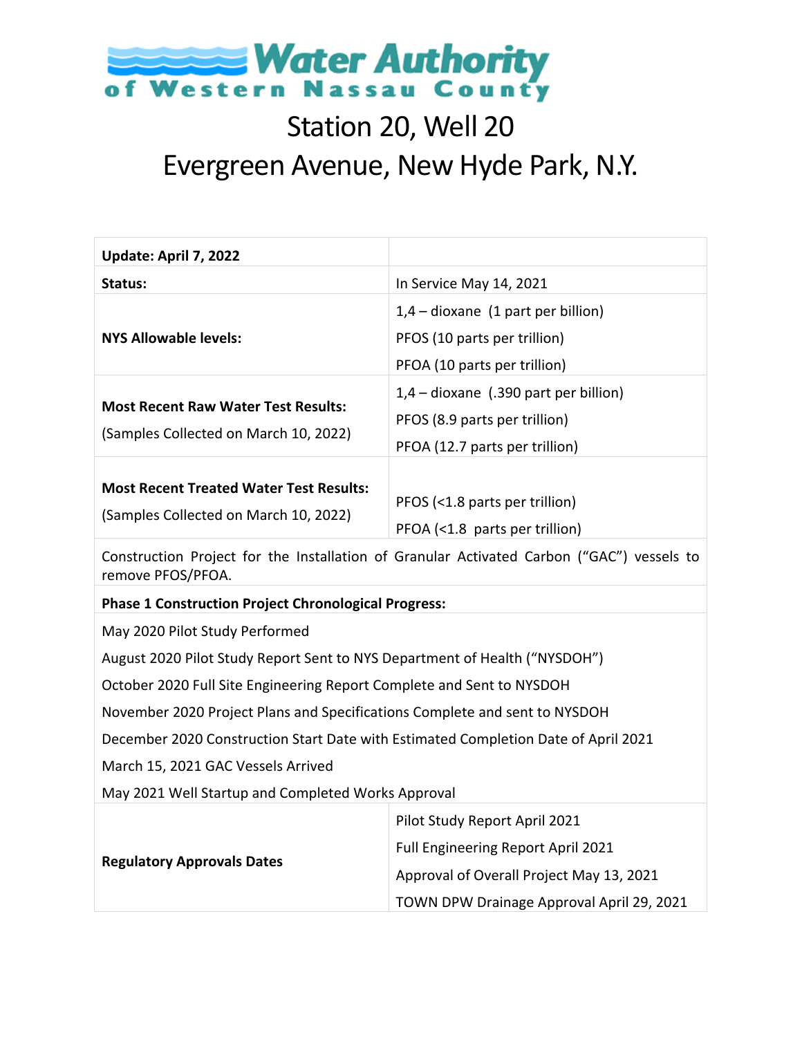# Water Authority of Western Nassau County

## Station 20, Well 20

## Evergreen Avenue, New Hyde Park, N.Y.

| **Update: April 7, 2022** | |
|---|---|
| **Status:** | In Service May 14, 2021 |
| **NYS Allowable levels:** | 1,4 – dioxane (1 part per billion)<br>PFOS (10 parts per trillion)<br>PFOA (10 parts per trillion) |
| **Most Recent Raw Water Test Results:**<br>(Samples Collected on March 10, 2022) | 1,4 – dioxane (.390 part per billion)<br>PFOS (8.9 parts per trillion)<br>PFOA (12.7 parts per trillion) |
| **Most Recent Treated Water Test Results:**<br>(Samples Collected on March 10, 2022) | PFOS (<1.8 parts per trillion)<br>PFOA (<1.8 parts per trillion) |
| Construction Project for the Installation of Granular Activated Carbon ("GAC") vessels to remove PFOS/PFOA. | |
| **Phase 1 Construction Project Chronological Progress:** | |
| May 2020 Pilot Study Performed | |
| August 2020 Pilot Study Report Sent to NYS Department of Health ("NYSDOH") | |
| October 2020 Full Site Engineering Report Complete and Sent to NYSDOH | |
| November 2020 Project Plans and Specifications Complete and sent to NYSDOH | |
| December 2020 Construction Start Date with Estimated Completion Date of April 2021 | |
| March 15, 2021 GAC Vessels Arrived | |
| May 2021 Well Startup and Completed Works Approval | |
| **Regulatory Approvals Dates** | Pilot Study Report April 2021<br>Full Engineering Report April 2021<br>Approval of Overall Project May 13, 2021<br>TOWN DPW Drainage Approval April 29, 2021 |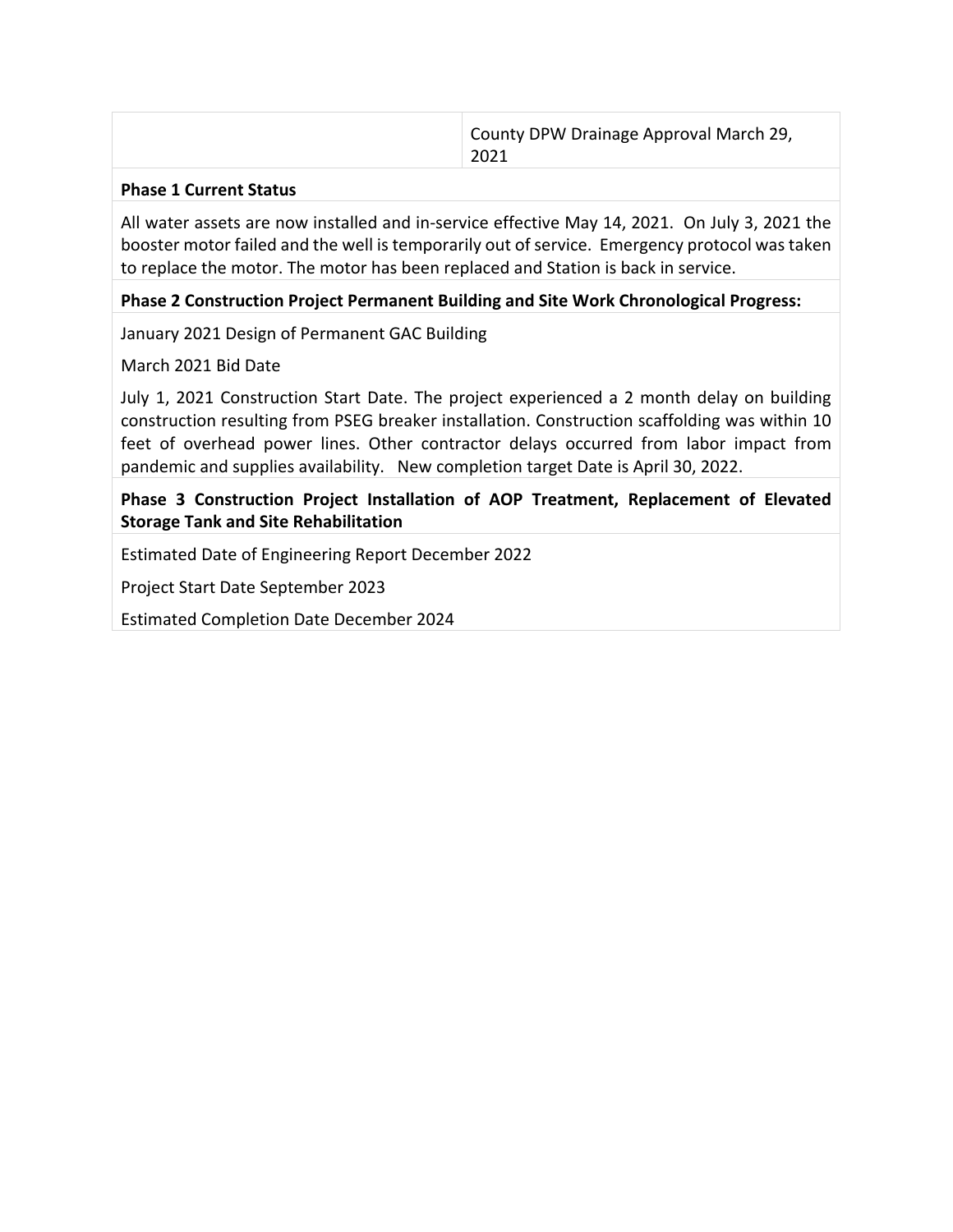| | |
|---|---|
| | County DPW Drainage Approval March 29, 2021 |

**Phase 1 Current Status**

All water assets are now installed and in-service effective May 14, 2021. On July 3, 2021 the booster motor failed and the well is temporarily out of service. Emergency protocol was taken to replace the motor. The motor has been replaced and Station is back in service.

**Phase 2 Construction Project Permanent Building and Site Work Chronological Progress:**

January 2021 Design of Permanent GAC Building

March 2021 Bid Date

July 1, 2021 Construction Start Date. The project experienced a 2 month delay on building construction resulting from PSEG breaker installation. Construction scaffolding was within 10 feet of overhead power lines. Other contractor delays occurred from labor impact from pandemic and supplies availability. New completion target Date is April 30, 2022.

**Phase 3 Construction Project Installation of AOP Treatment, Replacement of Elevated Storage Tank and Site Rehabilitation**

Estimated Date of Engineering Report December 2022

Project Start Date September 2023

Estimated Completion Date December 2024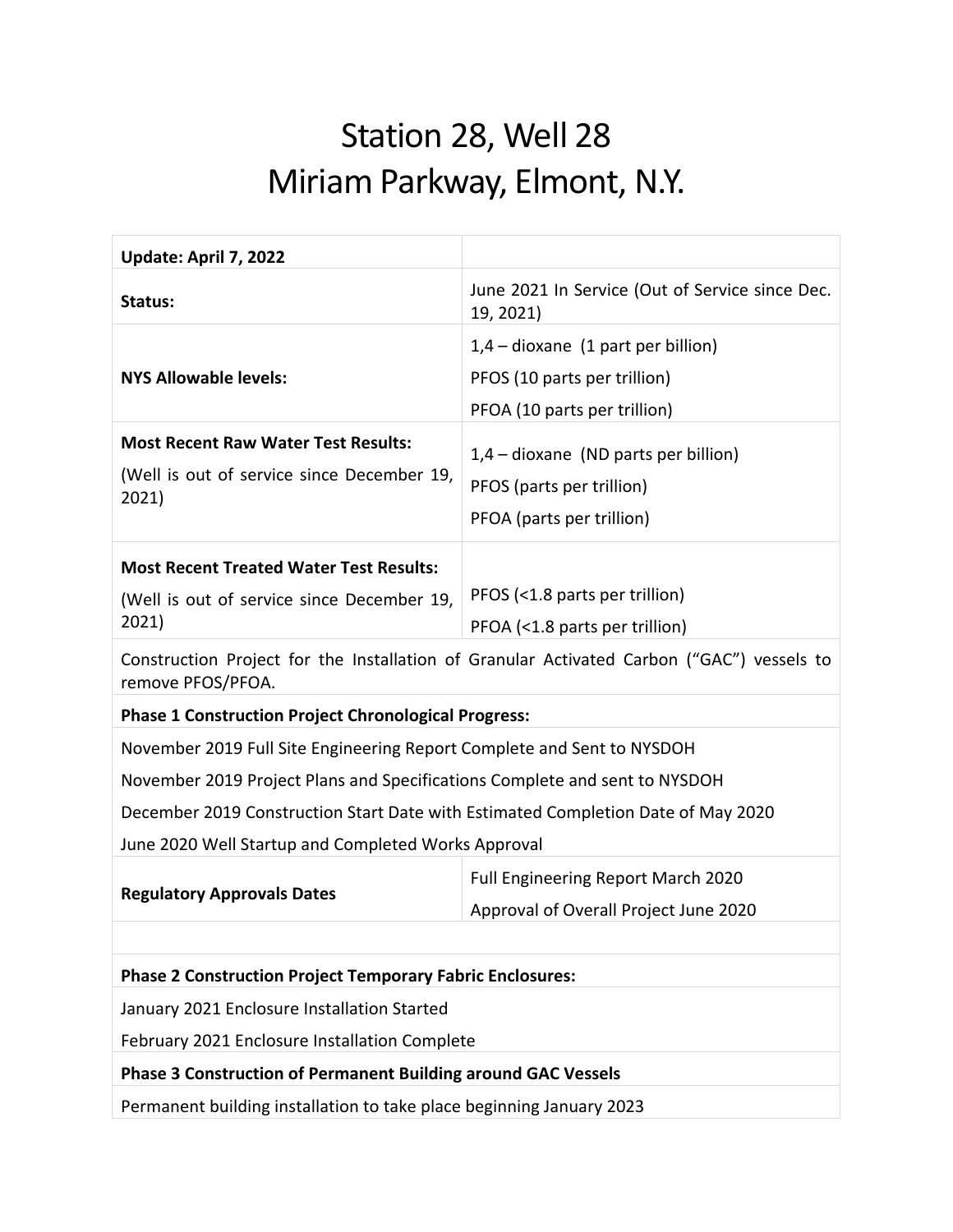# Station 28, Well 28
# Miriam Parkway, Elmont, N.Y.

| **Update: April 7, 2022** | |
|---|---|
| **Status:** | June 2021 In Service (Out of Service since Dec. 19, 2021) |
| **NYS Allowable levels:** | 1,4 – dioxane (1 part per billion)<br>PFOS (10 parts per trillion)<br>PFOA (10 parts per trillion) |
| **Most Recent Raw Water Test Results:**<br>(Well is out of service since December 19, 2021) | 1,4 – dioxane (ND parts per billion)<br>PFOS (parts per trillion)<br>PFOA (parts per trillion) |
| **Most Recent Treated Water Test Results:**<br>(Well is out of service since December 19, 2021) | PFOS (<1.8 parts per trillion)<br>PFOA (<1.8 parts per trillion) |
| Construction Project for the Installation of Granular Activated Carbon ("GAC") vessels to remove PFOS/PFOA. | |
| **Phase 1 Construction Project Chronological Progress:** | |
| November 2019 Full Site Engineering Report Complete and Sent to NYSDOH<br>November 2019 Project Plans and Specifications Complete and sent to NYSDOH<br>December 2019 Construction Start Date with Estimated Completion Date of May 2020<br>June 2020 Well Startup and Completed Works Approval | |
| **Regulatory Approvals Dates** | Full Engineering Report March 2020<br>Approval of Overall Project June 2020 |
| | |
| **Phase 2 Construction Project Temporary Fabric Enclosures:** | |
| January 2021 Enclosure Installation Started<br>February 2021 Enclosure Installation Complete | |
| **Phase 3 Construction of Permanent Building around GAC Vessels** | |
| Permanent building installation to take place beginning January 2023 | |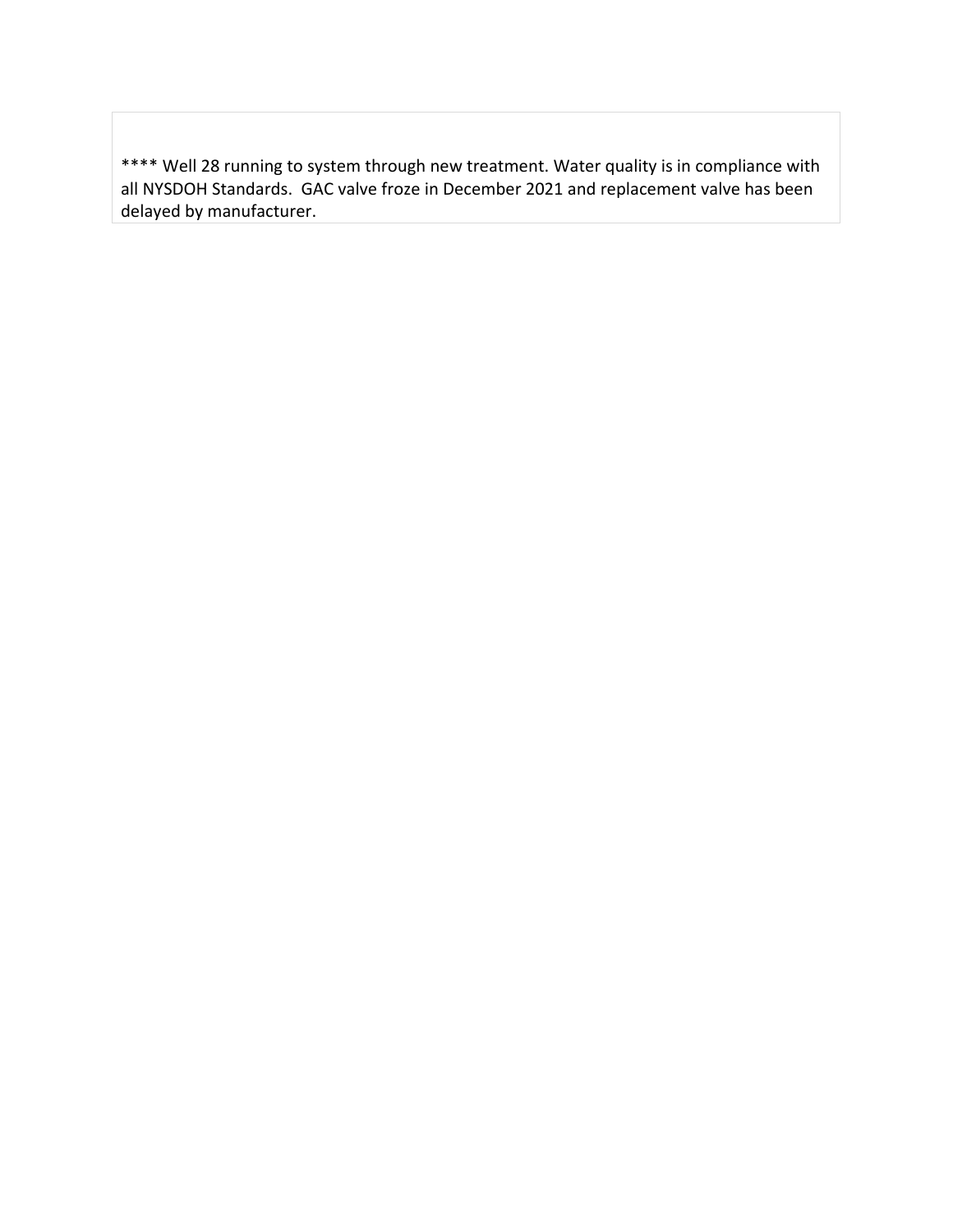**** Well 28 running to system through new treatment. Water quality is in compliance with all NYSDOH Standards. GAC valve froze in December 2021 and replacement valve has been delayed by manufacturer.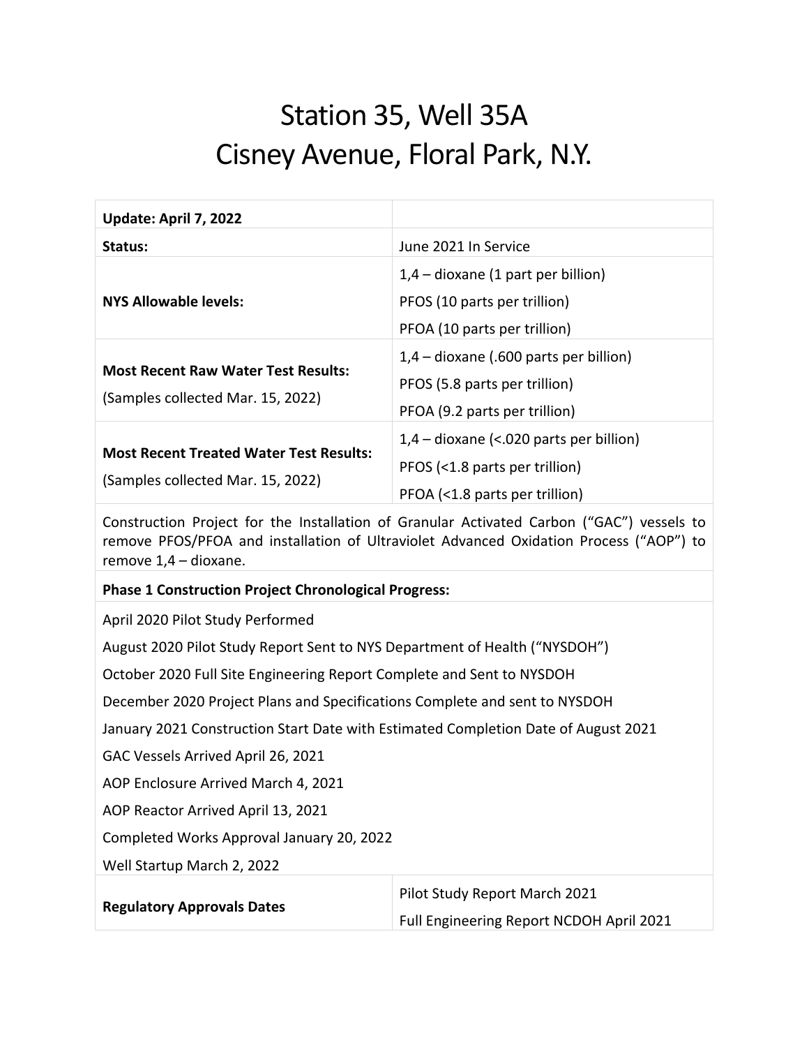# Station 35, Well 35A
# Cisney Avenue, Floral Park, N.Y.

| **Update: April 7, 2022** | |
|---|---|
| **Status:** | June 2021 In Service |
| **NYS Allowable levels:** | 1,4 – dioxane (1 part per billion)<br>PFOS (10 parts per trillion)<br>PFOA (10 parts per trillion) |
| **Most Recent Raw Water Test Results:**<br>(Samples collected Mar. 15, 2022) | 1,4 – dioxane (.600 parts per billion)<br>PFOS (5.8 parts per trillion)<br>PFOA (9.2 parts per trillion) |
| **Most Recent Treated Water Test Results:**<br>(Samples collected Mar. 15, 2022) | 1,4 – dioxane (<.020 parts per billion)<br>PFOS (<1.8 parts per trillion)<br>PFOA (<1.8 parts per trillion) |
| Construction Project for the Installation of Granular Activated Carbon ("GAC") vessels to remove PFOS/PFOA and installation of Ultraviolet Advanced Oxidation Process ("AOP") to remove 1,4 – dioxane. | |
| **Phase 1 Construction Project Chronological Progress:** | |
| April 2020 Pilot Study Performed<br>August 2020 Pilot Study Report Sent to NYS Department of Health ("NYSDOH")<br>October 2020 Full Site Engineering Report Complete and Sent to NYSDOH<br>December 2020 Project Plans and Specifications Complete and sent to NYSDOH<br>January 2021 Construction Start Date with Estimated Completion Date of August 2021<br>GAC Vessels Arrived April 26, 2021<br>AOP Enclosure Arrived March 4, 2021<br>AOP Reactor Arrived April 13, 2021<br>Completed Works Approval January 20, 2022<br>Well Startup March 2, 2022 | |
| **Regulatory Approvals Dates** | Pilot Study Report March 2021<br>Full Engineering Report NCDOH April 2021 |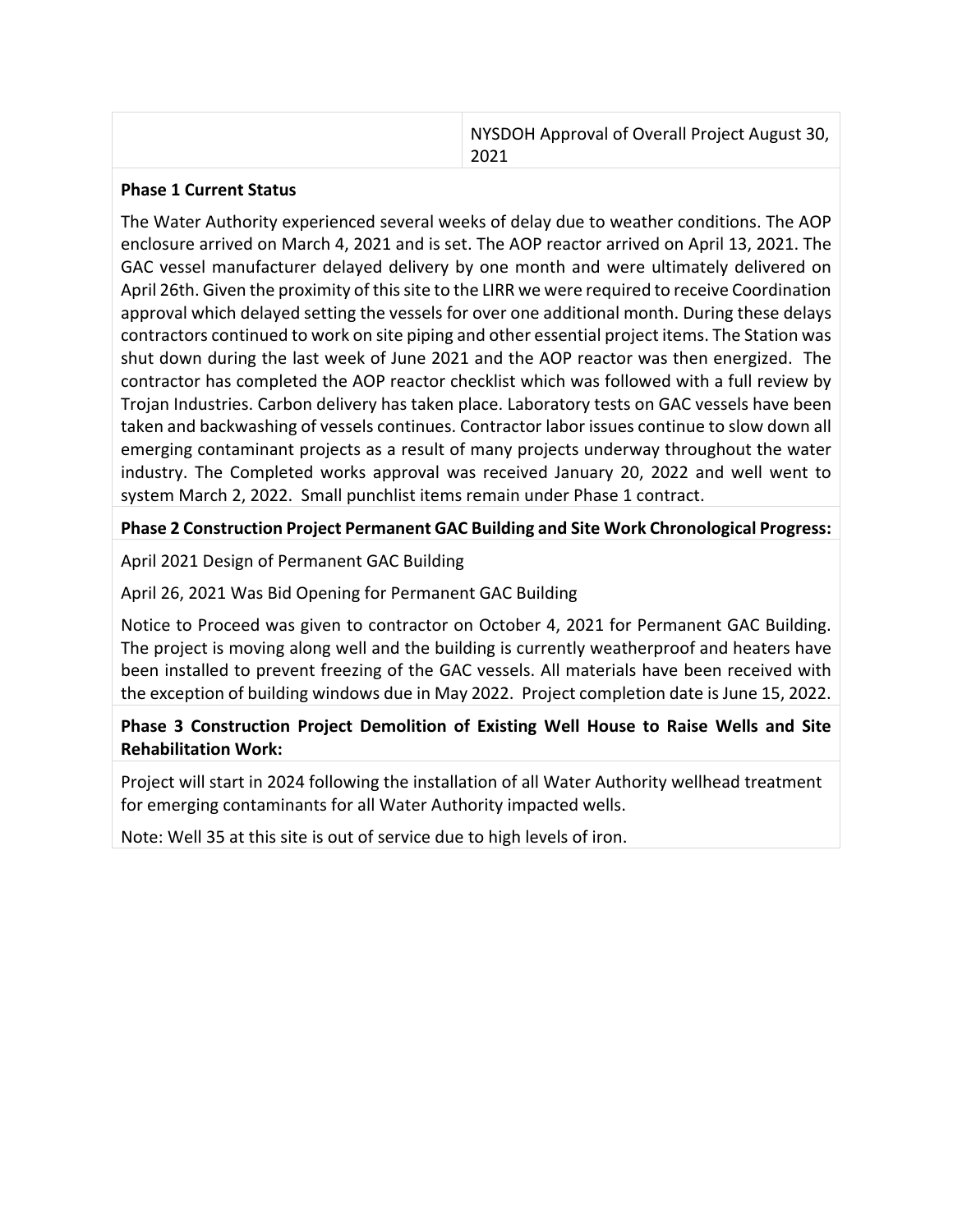| | |
|---|---|
| | NYSDOH Approval of Overall Project August 30, 2021 |

**Phase 1 Current Status**

The Water Authority experienced several weeks of delay due to weather conditions. The AOP enclosure arrived on March 4, 2021 and is set. The AOP reactor arrived on April 13, 2021. The GAC vessel manufacturer delayed delivery by one month and were ultimately delivered on April 26th. Given the proximity of this site to the LIRR we were required to receive Coordination approval which delayed setting the vessels for over one additional month. During these delays contractors continued to work on site piping and other essential project items. The Station was shut down during the last week of June 2021 and the AOP reactor was then energized. The contractor has completed the AOP reactor checklist which was followed with a full review by Trojan Industries. Carbon delivery has taken place. Laboratory tests on GAC vessels have been taken and backwashing of vessels continues. Contractor labor issues continue to slow down all emerging contaminant projects as a result of many projects underway throughout the water industry. The Completed works approval was received January 20, 2022 and well went to system March 2, 2022. Small punchlist items remain under Phase 1 contract.

**Phase 2 Construction Project Permanent GAC Building and Site Work Chronological Progress:**

April 2021 Design of Permanent GAC Building

April 26, 2021 Was Bid Opening for Permanent GAC Building

Notice to Proceed was given to contractor on October 4, 2021 for Permanent GAC Building. The project is moving along well and the building is currently weatherproof and heaters have been installed to prevent freezing of the GAC vessels. All materials have been received with the exception of building windows due in May 2022. Project completion date is June 15, 2022.

**Phase 3 Construction Project Demolition of Existing Well House to Raise Wells and Site Rehabilitation Work:**

Project will start in 2024 following the installation of all Water Authority wellhead treatment for emerging contaminants for all Water Authority impacted wells.

Note: Well 35 at this site is out of service due to high levels of iron.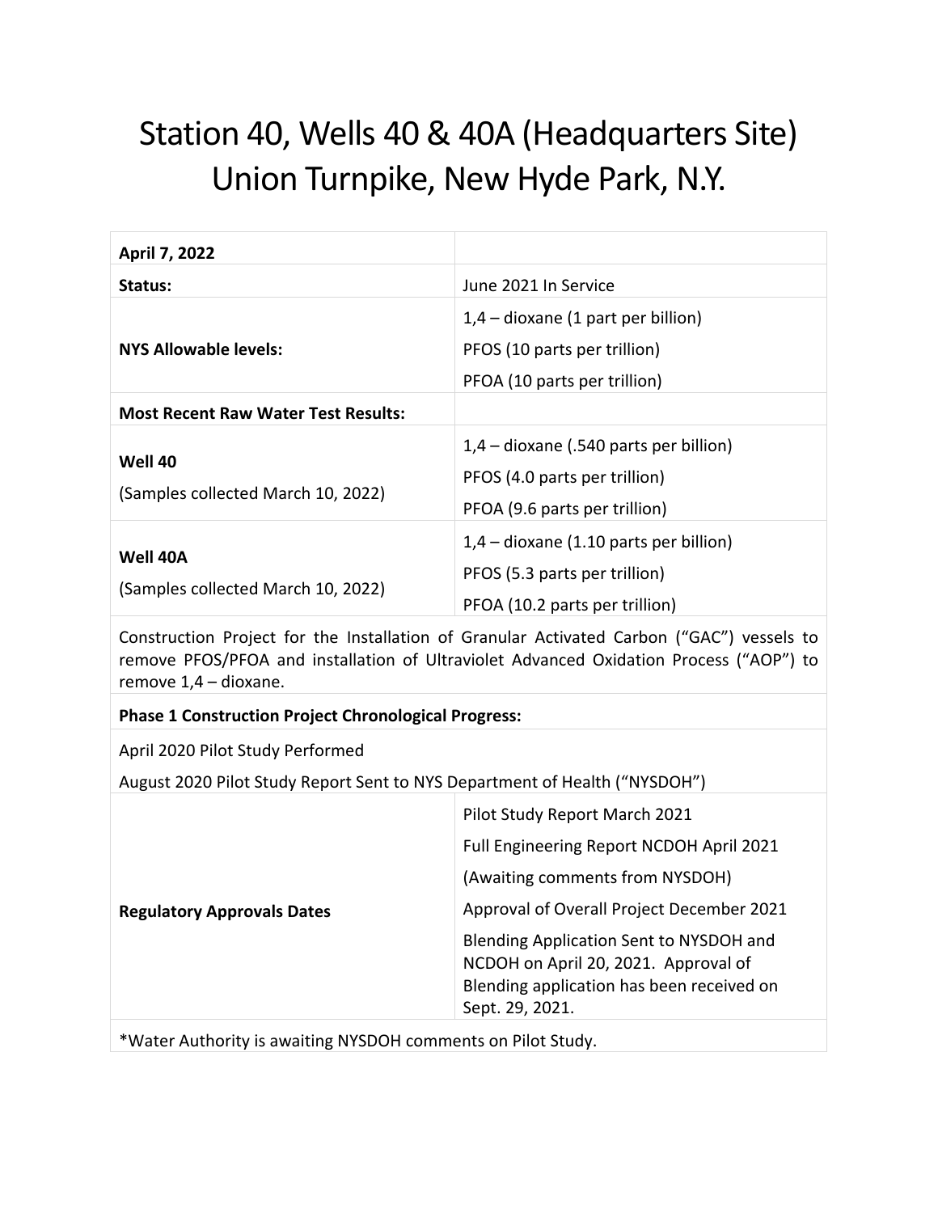# Station 40, Wells 40 & 40A (Headquarters Site) Union Turnpike, New Hyde Park, N.Y.

| **April 7, 2022** | |
|---|---|
| **Status:** | June 2021 In Service |
| **NYS Allowable levels:** | 1,4 – dioxane (1 part per billion)<br>PFOS (10 parts per trillion)<br>PFOA (10 parts per trillion) |
| **Most Recent Raw Water Test Results:** | |
| **Well 40**<br>(Samples collected March 10, 2022) | 1,4 – dioxane (.540 parts per billion)<br>PFOS (4.0 parts per trillion)<br>PFOA (9.6 parts per trillion) |
| **Well 40A**<br>(Samples collected March 10, 2022) | 1,4 – dioxane (1.10 parts per billion)<br>PFOS (5.3 parts per trillion)<br>PFOA (10.2 parts per trillion) |
| Construction Project for the Installation of Granular Activated Carbon ("GAC") vessels to remove PFOS/PFOA and installation of Ultraviolet Advanced Oxidation Process ("AOP") to remove 1,4 – dioxane. | |
| **Phase 1 Construction Project Chronological Progress:** | |
| April 2020 Pilot Study Performed<br>August 2020 Pilot Study Report Sent to NYS Department of Health ("NYSDOH") | |
| **Regulatory Approvals Dates** | Pilot Study Report March 2021<br>Full Engineering Report NCDOH April 2021<br>(Awaiting comments from NYSDOH)<br>Approval of Overall Project December 2021<br>Blending Application Sent to NYSDOH and NCDOH on April 20, 2021. Approval of Blending application has been received on Sept. 29, 2021. |
| *Water Authority is awaiting NYSDOH comments on Pilot Study. | |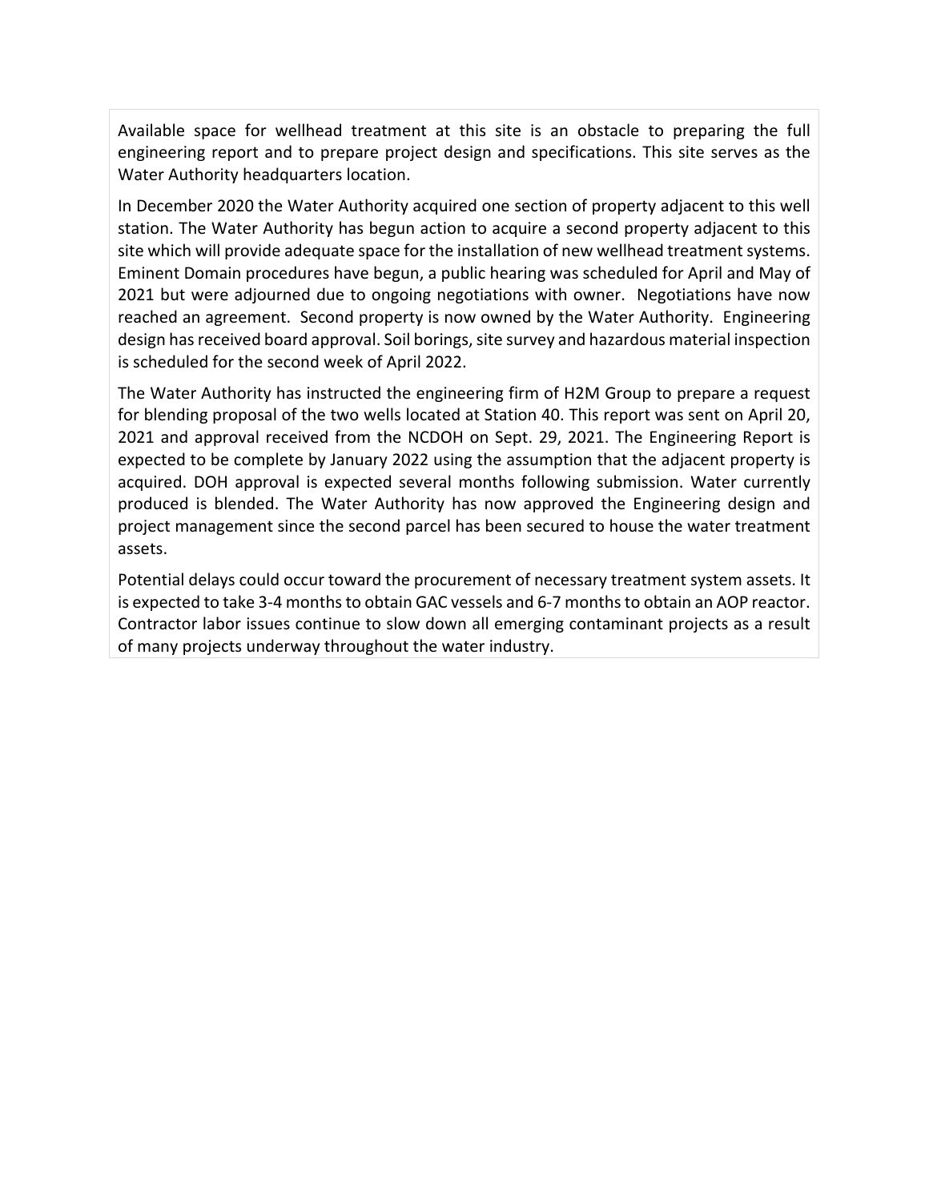Available space for wellhead treatment at this site is an obstacle to preparing the full engineering report and to prepare project design and specifications. This site serves as the Water Authority headquarters location.

In December 2020 the Water Authority acquired one section of property adjacent to this well station. The Water Authority has begun action to acquire a second property adjacent to this site which will provide adequate space for the installation of new wellhead treatment systems. Eminent Domain procedures have begun, a public hearing was scheduled for April and May of 2021 but were adjourned due to ongoing negotiations with owner. Negotiations have now reached an agreement. Second property is now owned by the Water Authority. Engineering design has received board approval. Soil borings, site survey and hazardous material inspection is scheduled for the second week of April 2022.

The Water Authority has instructed the engineering firm of H2M Group to prepare a request for blending proposal of the two wells located at Station 40. This report was sent on April 20, 2021 and approval received from the NCDOH on Sept. 29, 2021. The Engineering Report is expected to be complete by January 2022 using the assumption that the adjacent property is acquired. DOH approval is expected several months following submission. Water currently produced is blended. The Water Authority has now approved the Engineering design and project management since the second parcel has been secured to house the water treatment assets.

Potential delays could occur toward the procurement of necessary treatment system assets. It is expected to take 3-4 months to obtain GAC vessels and 6-7 months to obtain an AOP reactor. Contractor labor issues continue to slow down all emerging contaminant projects as a result of many projects underway throughout the water industry.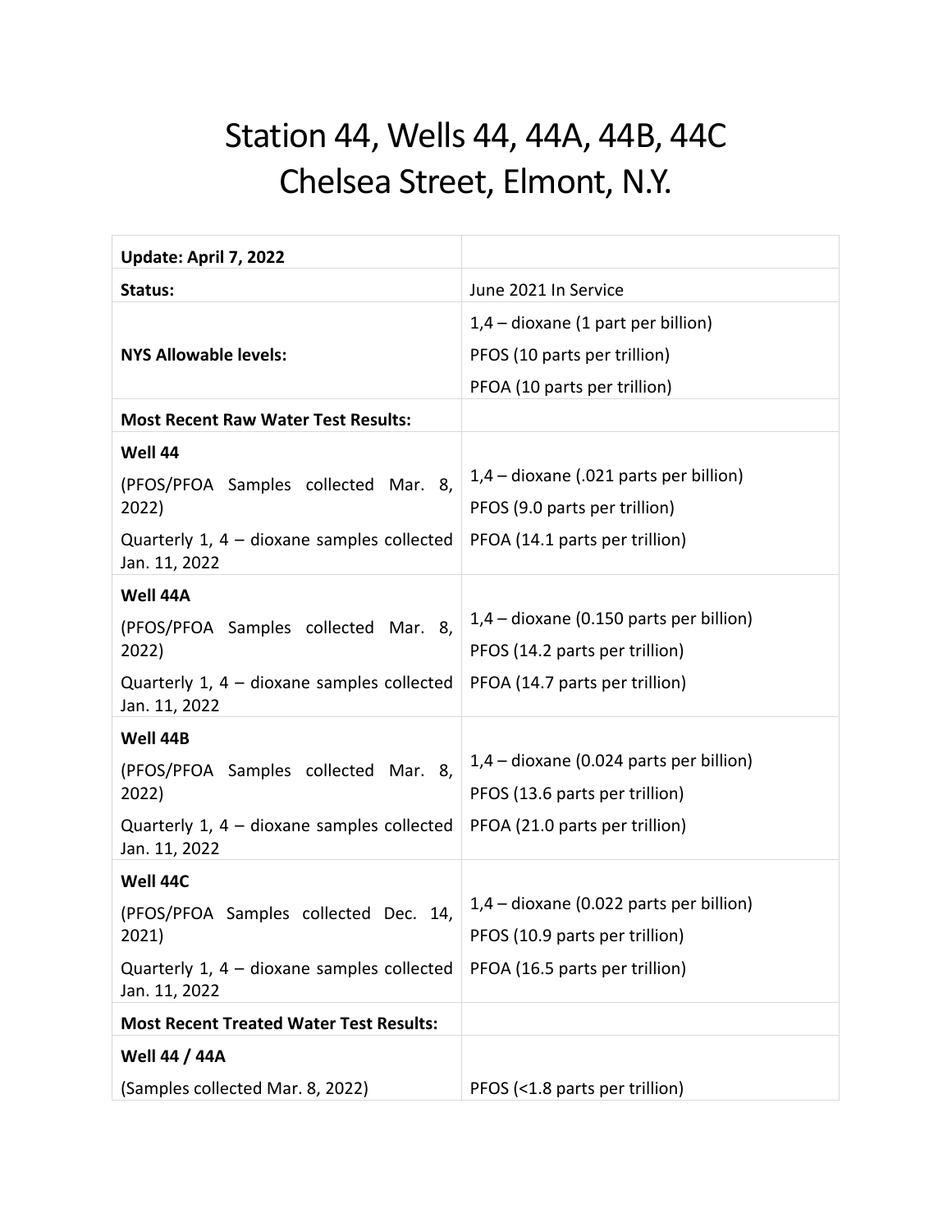# Station 44, Wells 44, 44A, 44B, 44C
# Chelsea Street, Elmont, N.Y.

| **Update: April 7, 2022** | |
|---|---|
| **Status:** | June 2021 In Service |
| **NYS Allowable levels:** | 1,4 – dioxane (1 part per billion)<br>PFOS (10 parts per trillion)<br>PFOA (10 parts per trillion) |
| **Most Recent Raw Water Test Results:** | |
| **Well 44**<br>(PFOS/PFOA Samples collected Mar. 8, 2022)<br>Quarterly 1, 4 – dioxane samples collected Jan. 11, 2022 | 1,4 – dioxane (.021 parts per billion)<br>PFOS (9.0 parts per trillion)<br>PFOA (14.1 parts per trillion) |
| **Well 44A**<br>(PFOS/PFOA Samples collected Mar. 8, 2022)<br>Quarterly 1, 4 – dioxane samples collected Jan. 11, 2022 | 1,4 – dioxane (0.150 parts per billion)<br>PFOS (14.2 parts per trillion)<br>PFOA (14.7 parts per trillion) |
| **Well 44B**<br>(PFOS/PFOA Samples collected Mar. 8, 2022)<br>Quarterly 1, 4 – dioxane samples collected Jan. 11, 2022 | 1,4 – dioxane (0.024 parts per billion)<br>PFOS (13.6 parts per trillion)<br>PFOA (21.0 parts per trillion) |
| **Well 44C**<br>(PFOS/PFOA Samples collected Dec. 14, 2021)<br>Quarterly 1, 4 – dioxane samples collected Jan. 11, 2022 | 1,4 – dioxane (0.022 parts per billion)<br>PFOS (10.9 parts per trillion)<br>PFOA (16.5 parts per trillion) |
| **Most Recent Treated Water Test Results:** | |
| **Well 44 / 44A**<br>(Samples collected Mar. 8, 2022) | PFOS (<1.8 parts per trillion) |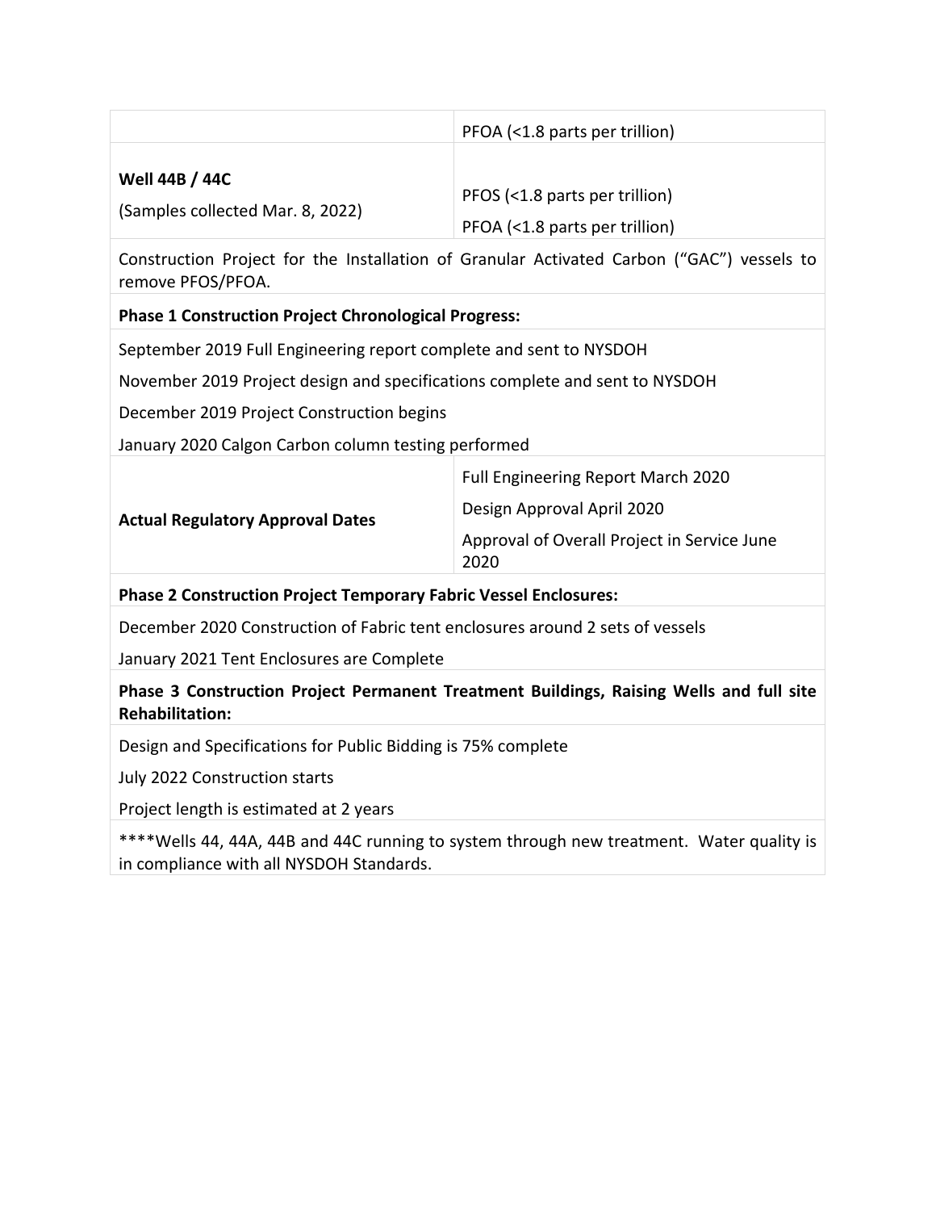| | |
|---|---|
| | PFOA (<1.8 parts per trillion) |
| **Well 44B / 44C**<br>(Samples collected Mar. 8, 2022) | PFOS (<1.8 parts per trillion)<br>PFOA (<1.8 parts per trillion) |
| Construction Project for the Installation of Granular Activated Carbon ("GAC") vessels to remove PFOS/PFOA. | |
| **Phase 1 Construction Project Chronological Progress:** | |
| September 2019 Full Engineering report complete and sent to NYSDOH<br>November 2019 Project design and specifications complete and sent to NYSDOH<br>December 2019 Project Construction begins<br>January 2020 Calgon Carbon column testing performed | |
| **Actual Regulatory Approval Dates** | Full Engineering Report March 2020<br>Design Approval April 2020<br>Approval of Overall Project in Service June 2020 |
| **Phase 2 Construction Project Temporary Fabric Vessel Enclosures:** | |
| December 2020 Construction of Fabric tent enclosures around 2 sets of vessels<br>January 2021 Tent Enclosures are Complete | |
| **Phase 3 Construction Project Permanent Treatment Buildings, Raising Wells and full site Rehabilitation:** | |
| Design and Specifications for Public Bidding is 75% complete<br>July 2022 Construction starts<br>Project length is estimated at 2 years | |
| ****Wells 44, 44A, 44B and 44C running to system through new treatment. Water quality is in compliance with all NYSDOH Standards. | |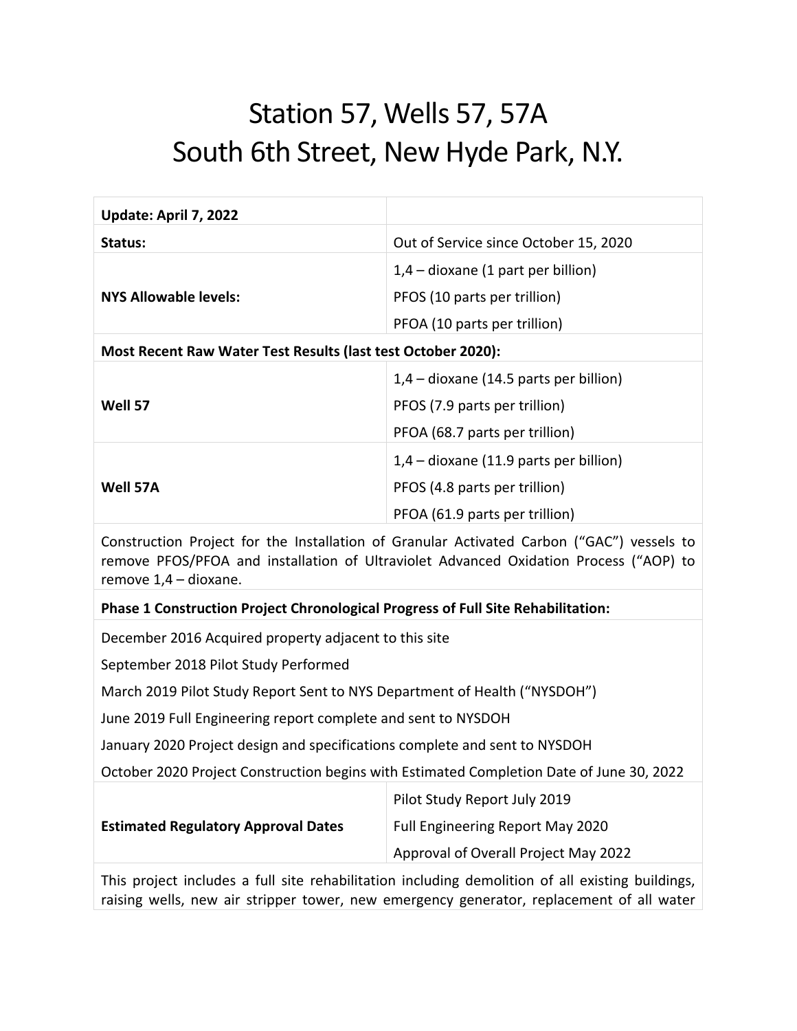# Station 57, Wells 57, 57A
# South 6th Street, New Hyde Park, N.Y.

| **Update: April 7, 2022** | |
|---|---|
| **Status:** | Out of Service since October 15, 2020 |
| **NYS Allowable levels:** | 1,4 – dioxane (1 part per billion)<br>PFOS (10 parts per trillion)<br>PFOA (10 parts per trillion) |
| **Most Recent Raw Water Test Results (last test October 2020):** | |
| **Well 57** | 1,4 – dioxane (14.5 parts per billion)<br>PFOS (7.9 parts per trillion)<br>PFOA (68.7 parts per trillion) |
| **Well 57A** | 1,4 – dioxane (11.9 parts per billion)<br>PFOS (4.8 parts per trillion)<br>PFOA (61.9 parts per trillion) |
| Construction Project for the Installation of Granular Activated Carbon ("GAC") vessels to remove PFOS/PFOA and installation of Ultraviolet Advanced Oxidation Process ("AOP) to remove 1,4 – dioxane. | |
| **Phase 1 Construction Project Chronological Progress of Full Site Rehabilitation:** | |
| December 2016 Acquired property adjacent to this site<br>September 2018 Pilot Study Performed<br>March 2019 Pilot Study Report Sent to NYS Department of Health ("NYSDOH")<br>June 2019 Full Engineering report complete and sent to NYSDOH<br>January 2020 Project design and specifications complete and sent to NYSDOH<br>October 2020 Project Construction begins with Estimated Completion Date of June 30, 2022 | |
| **Estimated Regulatory Approval Dates** | Pilot Study Report July 2019<br>Full Engineering Report May 2020<br>Approval of Overall Project May 2022 |
| This project includes a full site rehabilitation including demolition of all existing buildings, raising wells, new air stripper tower, new emergency generator, replacement of all water | |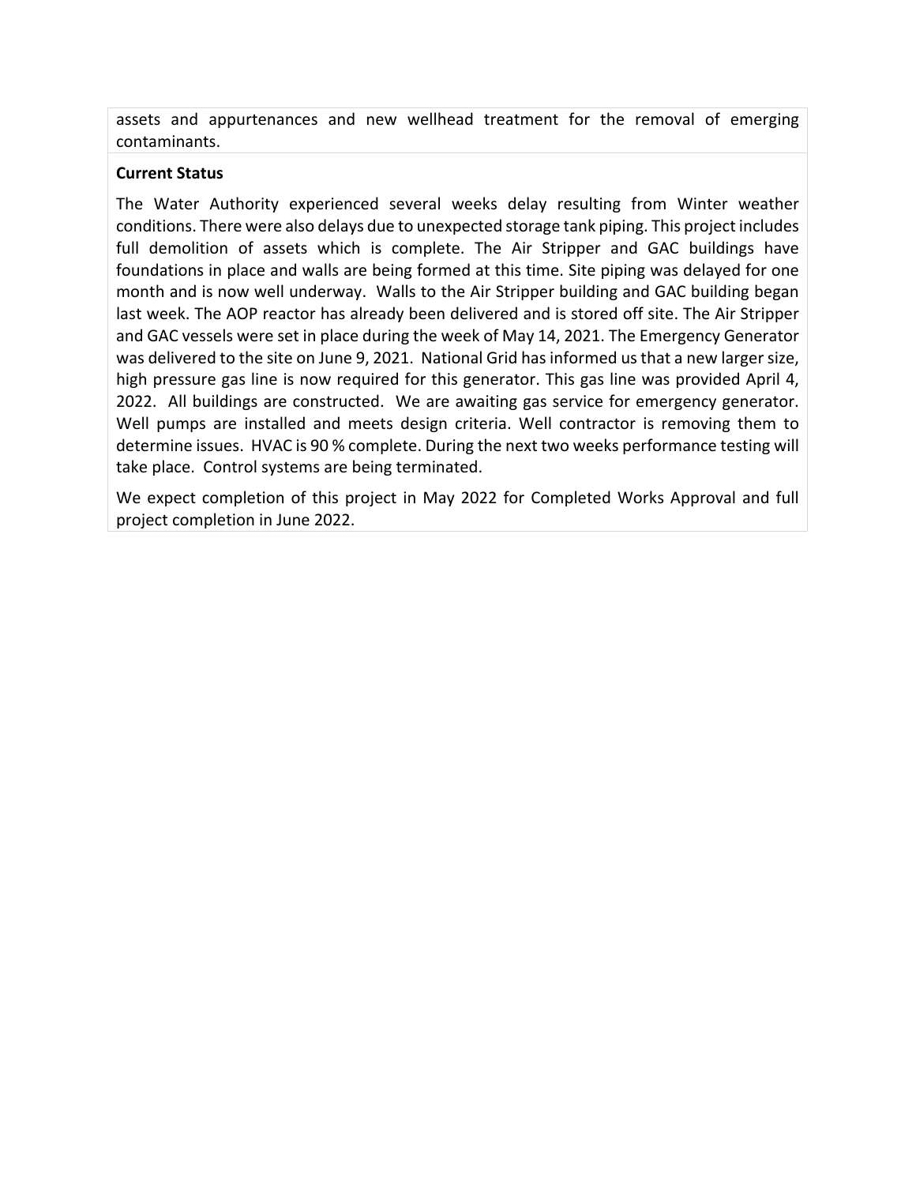assets and appurtenances and new wellhead treatment for the removal of emerging contaminants.

**Current Status**

The Water Authority experienced several weeks delay resulting from Winter weather conditions. There were also delays due to unexpected storage tank piping. This project includes full demolition of assets which is complete. The Air Stripper and GAC buildings have foundations in place and walls are being formed at this time. Site piping was delayed for one month and is now well underway. Walls to the Air Stripper building and GAC building began last week. The AOP reactor has already been delivered and is stored off site. The Air Stripper and GAC vessels were set in place during the week of May 14, 2021. The Emergency Generator was delivered to the site on June 9, 2021. National Grid has informed us that a new larger size, high pressure gas line is now required for this generator. This gas line was provided April 4, 2022. All buildings are constructed. We are awaiting gas service for emergency generator. Well pumps are installed and meets design criteria. Well contractor is removing them to determine issues. HVAC is 90 % complete. During the next two weeks performance testing will take place. Control systems are being terminated.

We expect completion of this project in May 2022 for Completed Works Approval and full project completion in June 2022.